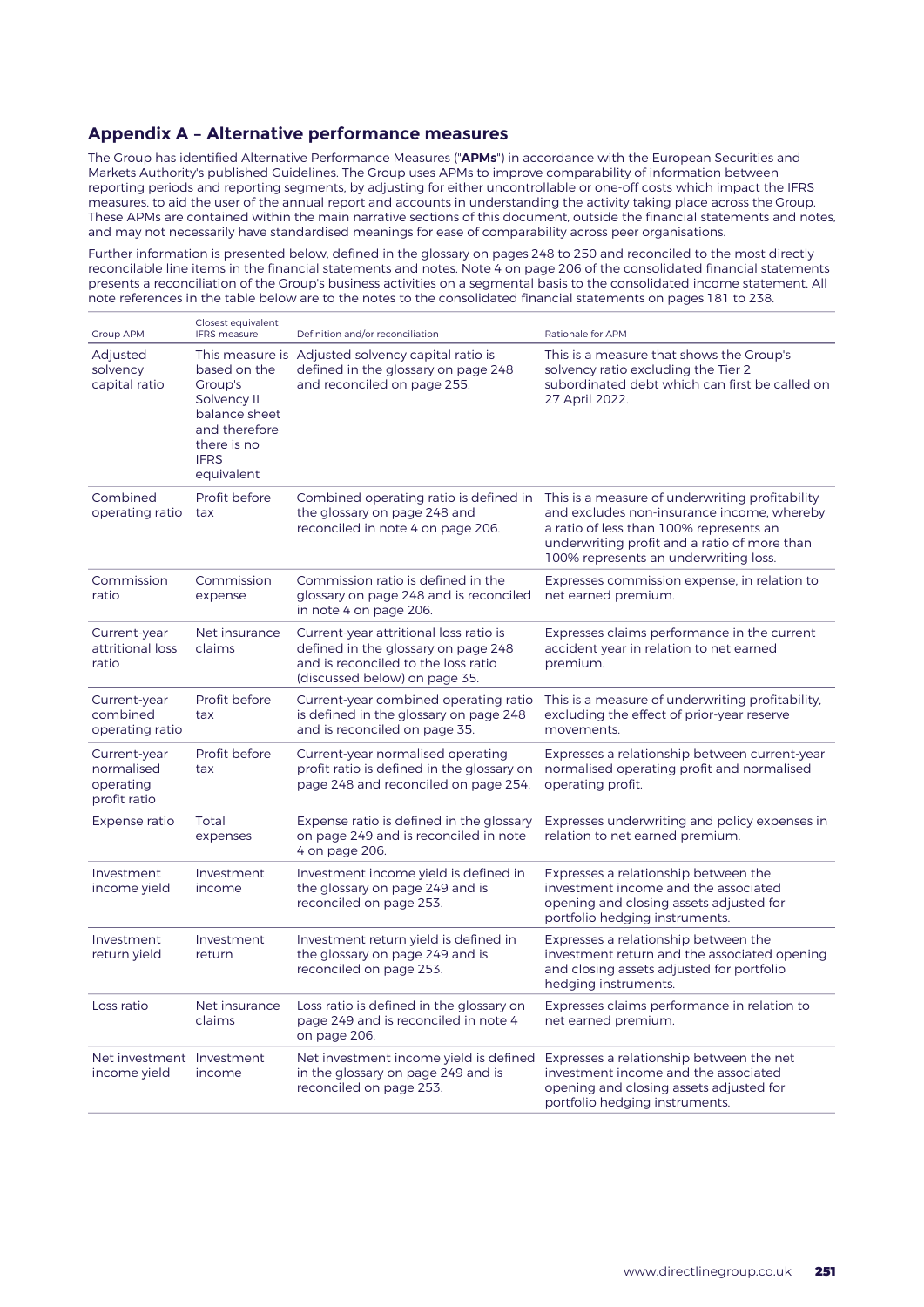## Appendix A – Alternative performance measures

The Group has identified Alternative Performance Measures ("**APMs**") in accordance with the European Securities and Markets Authority's published Guidelines. The Group uses APMs to improve comparability of information between reporting periods and reporting segments, by adjusting for either uncontrollable or one-off costs which impact the IFRS measures, to aid the user of the annual report and accounts in understanding the activity taking place across the Group. These APMs are contained within the main narrative sections of this document, outside the financial statements and notes, and may not necessarily have standardised meanings for ease of comparability across peer organisations.

Further information is presented below, defined in the glossary on pages 248 to 250 and reconciled to the most directly reconcilable line items in the financial statements and notes. Note 4 on page 206 of the consolidated financial statements presents a reconciliation of the Group's business activities on a segmental basis to the consolidated income statement. All note references in the table below are to the notes to the consolidated financial statements on pages 181 to 238.

| Group APM | Closest equivalent IFRS measure | Definition and/or reconciliation | Rationale for APM |
|---|---|---|---|
| Adjusted solvency capital ratio | This measure is based on the Group's Solvency II balance sheet and therefore there is no IFRS equivalent | Adjusted solvency capital ratio is defined in the glossary on page 248 and reconciled on page 255. | This is a measure that shows the Group's solvency ratio excluding the Tier 2 subordinated debt which can first be called on 27 April 2022. |
| Combined operating ratio | Profit before tax | Combined operating ratio is defined in the glossary on page 248 and reconciled in note 4 on page 206. | This is a measure of underwriting profitability and excludes non-insurance income, whereby a ratio of less than 100% represents an underwriting profit and a ratio of more than 100% represents an underwriting loss. |
| Commission ratio | Commission expense | Commission ratio is defined in the glossary on page 248 and is reconciled in note 4 on page 206. | Expresses commission expense, in relation to net earned premium. |
| Current-year attritional loss ratio | Net insurance claims | Current-year attritional loss ratio is defined in the glossary on page 248 and is reconciled to the loss ratio (discussed below) on page 35. | Expresses claims performance in the current accident year in relation to net earned premium. |
| Current-year combined operating ratio | Profit before tax | Current-year combined operating ratio is defined in the glossary on page 248 and is reconciled on page 35. | This is a measure of underwriting profitability, excluding the effect of prior-year reserve movements. |
| Current-year normalised operating profit ratio | Profit before tax | Current-year normalised operating profit ratio is defined in the glossary on page 248 and reconciled on page 254. | Expresses a relationship between current-year normalised operating profit and normalised operating profit. |
| Expense ratio | Total expenses | Expense ratio is defined in the glossary on page 248 and is reconciled in note 4 on page 206. | Expresses underwriting and policy expenses in relation to net earned premium. |
| Investment income yield | Investment income | Investment income yield is defined in the glossary on page 249 and is reconciled on page 253. | Expresses a relationship between the investment income and the associated opening and closing assets adjusted for portfolio hedging instruments. |
| Investment return yield | Investment return | Investment return yield is defined in the glossary on page 249 and is reconciled on page 253. | Expresses a relationship between the investment return and the associated opening and closing assets adjusted for portfolio hedging instruments. |
| Loss ratio | Net insurance claims | Loss ratio is defined in the glossary on page 249 and is reconciled in note 4 on page 206. | Expresses claims performance in relation to net earned premium. |
| Net investment income yield | Investment income | Net investment income yield is defined in the glossary on page 249 and is reconciled on page 253. | Expresses a relationship between the net investment income and the associated opening and closing assets adjusted for portfolio hedging instruments. |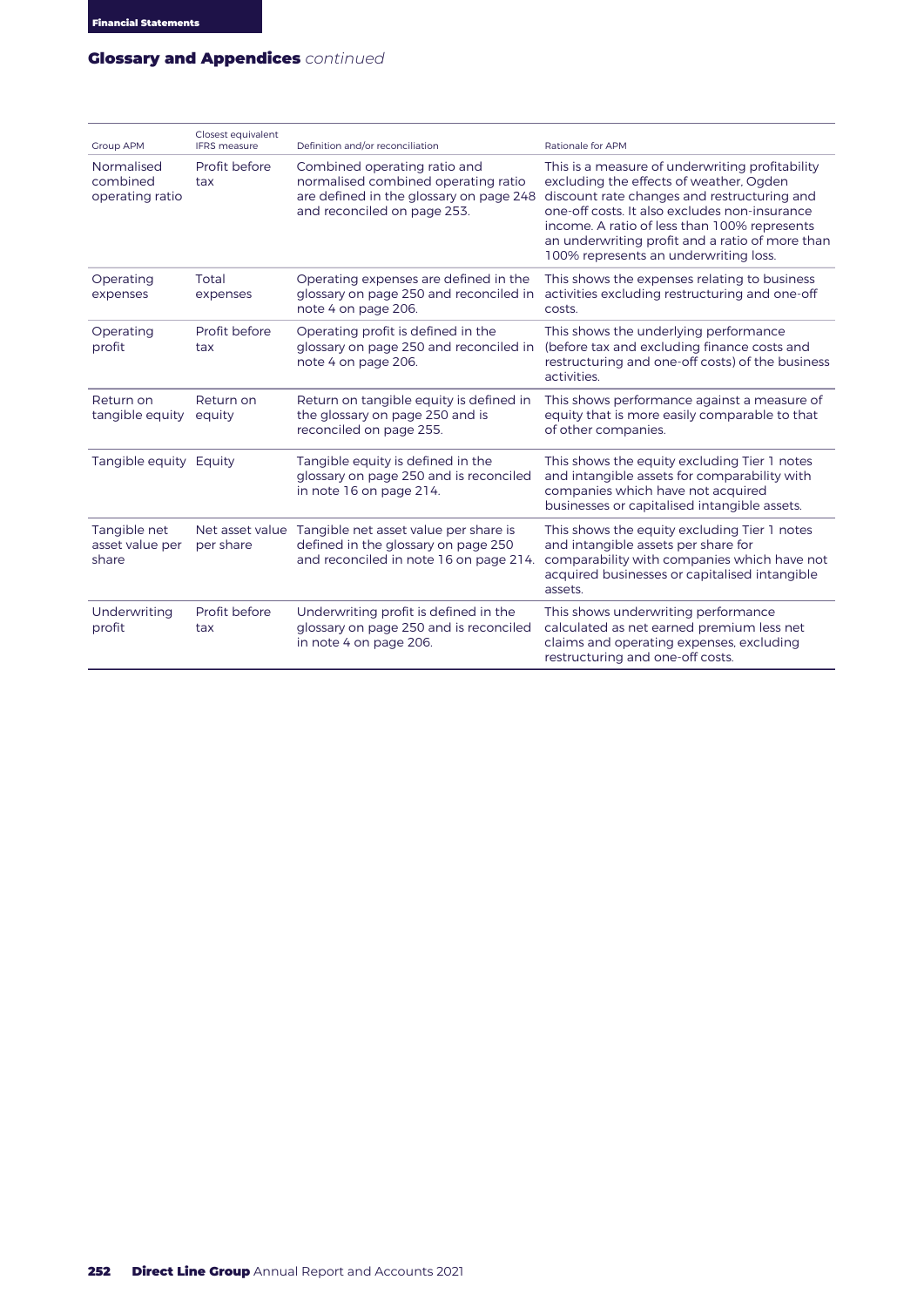## Glossary and Appendies *continued*

| Group APM | Closest equivalent IFRS measure | Definition and/or reconciliation | Rationale for APM |
|---|---|---|---|
| Normalised combined operating ratio | Profit before tax | Combined operating ratio and normalised combined operating ratio are defined in the glossary on page 248 and reconciled on page 253. | This is a measure of underwriting profitability excluding the effects of weather, Ogden discount rate changes and restructuring and one-off costs. It also excludes non-insurance income. A ratio of less than 100% represents an underwriting profit and a ratio of more than 100% represents an underwriting loss. |
| Operating expenses | Total expenses | Operating expenses are defined in the glossary on page 250 and reconciled in note 4 on page 206. | This shows the expenses relating to business activities excluding restructuring and one-off costs. |
| Operating profit | Profit before tax | Operating profit is defined in the glossary on page 250 and reconciled in note 4 on page 206. | This shows the underlying performance (before tax and excluding finance costs and restructuring and one-off costs) of the business activities. |
| Return on tangible equity | Return on equity | Return on tangible equity is defined in the glossary on page 250 and is reconciled on page 255. | This shows performance against a measure of equity that is more easily comparable to that of other companies. |
| Tangible equity | Equity | Tangible equity is defined in the glossary on page 250 and is reconciled in note 16 on page 214. | This shows the equity excluding Tier 1 notes and intangible assets for comparability with companies which have not acquired businesses or capitalised intangible assets. |
| Tangible net asset value per share | Net asset value per share | Tangible net asset value per share is defined in the glossary on page 250 and reconciled in note 16 on page 214. | This shows the equity excluding Tier 1 notes and intangible assets per share for comparability with companies which have not acquired businesses or capitalised intangible assets. |
| Underwriting profit | Profit before tax | Underwriting profit is defined in the glossary on page 250 and is reconciled in note 4 on page 206. | This shows underwriting performance calculated as net earned premium less net claims and operating expenses, excluding restructuring and one-off costs. |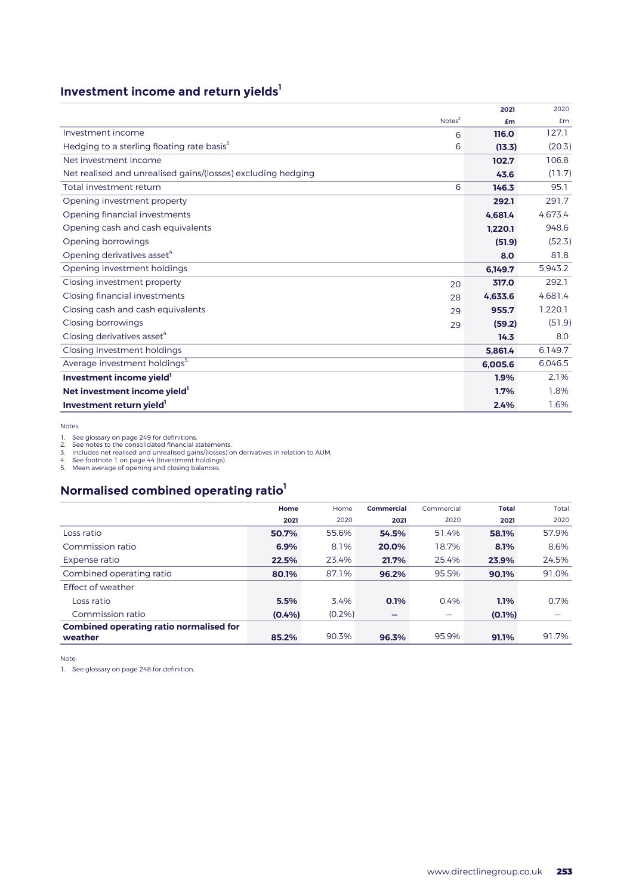## Investment income and return yields[1]

| | Notes[2] | 2021 £m | 2020 £m |
|---|---|---|---|
| Investment income | 6 | **116.0** | 127.1 |
| Hedging to a sterling floating rate basis[3] | 6 | **(13.3)** | (20.3) |
| Net investment income | | **102.7** | 106.8 |
| Net realised and unrealised gains/(losses) excluding hedging | | **43.6** | (11.7) |
| Total investment return | 6 | **146.3** | 95.1 |
| Opening investment property | | **292.1** | 291.7 |
| Opening financial investments | | **4,681.4** | 4,673.4 |
| Opening cash and cash equivalents | | **1,220.1** | 948.6 |
| Opening borrowings | | **(51.9)** | (52.3) |
| Opening derivatives asset[4] | | **8.0** | 81.8 |
| Opening investment holdings | | **6,149.7** | 5,943.2 |
| Closing investment property | 20 | **317.0** | 292.1 |
| Closing financial investments | 28 | **4,633.6** | 4,681.4 |
| Closing cash and cash equivalents | 29 | **955.7** | 1,220.1 |
| Closing borrowings | 29 | **(59.2)** | (51.9) |
| Closing derivatives asset[4] | | **14.3** | 8.0 |
| Closing investment holdings | | **5,861.4** | 6,149.7 |
| Average investment holdings[5] | | **6,005.6** | 6,046.5 |
| **Investment income yield[1]** | | **1.9%** | 2.1% |
| **Net investment income yield[1]** | | **1.7%** | 1.8% |
| **Investment return yield[1]** | | **2.4%** | 1.6% |

Notes:

1. See glossary on page 249 for definitions.
2. See notes to the consolidated financial statements.
3. Includes net realised and unrealised gains/(losses) on derivatives in relation to AUM.
4. See footnote 1 on page 44 (Investment holdings).
5. Mean average of opening and closing balances.

## Normalised combined operating ratio[1]

| | Home 2021 | Home 2020 | Commercial 2021 | Commercial 2020 | Total 2021 | Total 2020 |
|---|---|---|---|---|---|---|
| Loss ratio | **50.7%** | 55.6% | **54.5%** | 51.4% | **58.1%** | 57.9% |
| Commission ratio | **6.9%** | 8.1% | **20.0%** | 18.7% | **8.1%** | 8.6% |
| Expense ratio | **22.5%** | 23.4% | **21.7%** | 25.4% | **23.9%** | 24.5% |
| Combined operating ratio | **80.1%** | 87.1% | **96.2%** | 95.5% | **90.1%** | 91.0% |
| Effect of weather | | | | | | |
| Loss ratio | **5.5%** | 3.4% | **0.1%** | 0.4% | **1.1%** | 0.7% |
| Commission ratio | **(0.4%)** | (0.2%) | **–** | – | **(0.1%)** | – |
| **Combined operating ratio normalised for weather** | **85.2%** | 90.3% | **96.3%** | 95.9% | **91.1%** | 91.7% |

Note:

1. See glossary on page 248 for definition.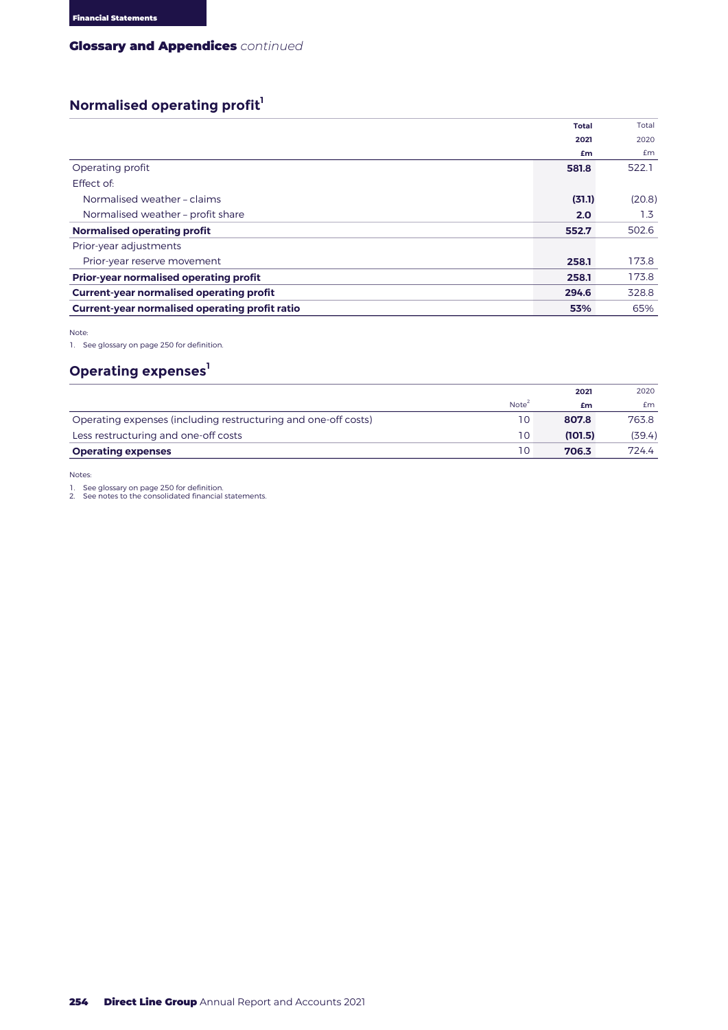## Glossary and Appendices *continued*

### Normalised operating profit[1]

| | Total 2021 £m | Total 2020 £m |
|---|---|---|
| Operating profit | **581.8** | 522.1 |
| Effect of: | | |
| Normalised weather – claims | **(31.1)** | (20.8) |
| Normalised weather – profit share | **2.0** | 1.3 |
| **Normalised operating profit** | **552.7** | 502.6 |
| Prior-year adjustments | | |
| Prior-year reserve movement | **258.1** | 173.8 |
| **Prior-year normalised operating profit** | **258.1** | 173.8 |
| **Current-year normalised operating profit** | **294.6** | 328.8 |
| **Current-year normalised operating profit ratio** | **53%** | 65% |

Note:

1. See glossary on page 250 for definition.

### Operating expenses[1]

| | Note[2] | 2021 £m | 2020 £m |
|---|---|---|---|
| Operating expenses (including restructuring and one-off costs) | 10 | **807.8** | 763.8 |
| Less restructuring and one-off costs | 10 | **(101.5)** | (39.4) |
| **Operating expenses** | 10 | **706.3** | 724.4 |

Notes:

1. See glossary on page 250 for definition.
2. See notes to the consolidated financial statements.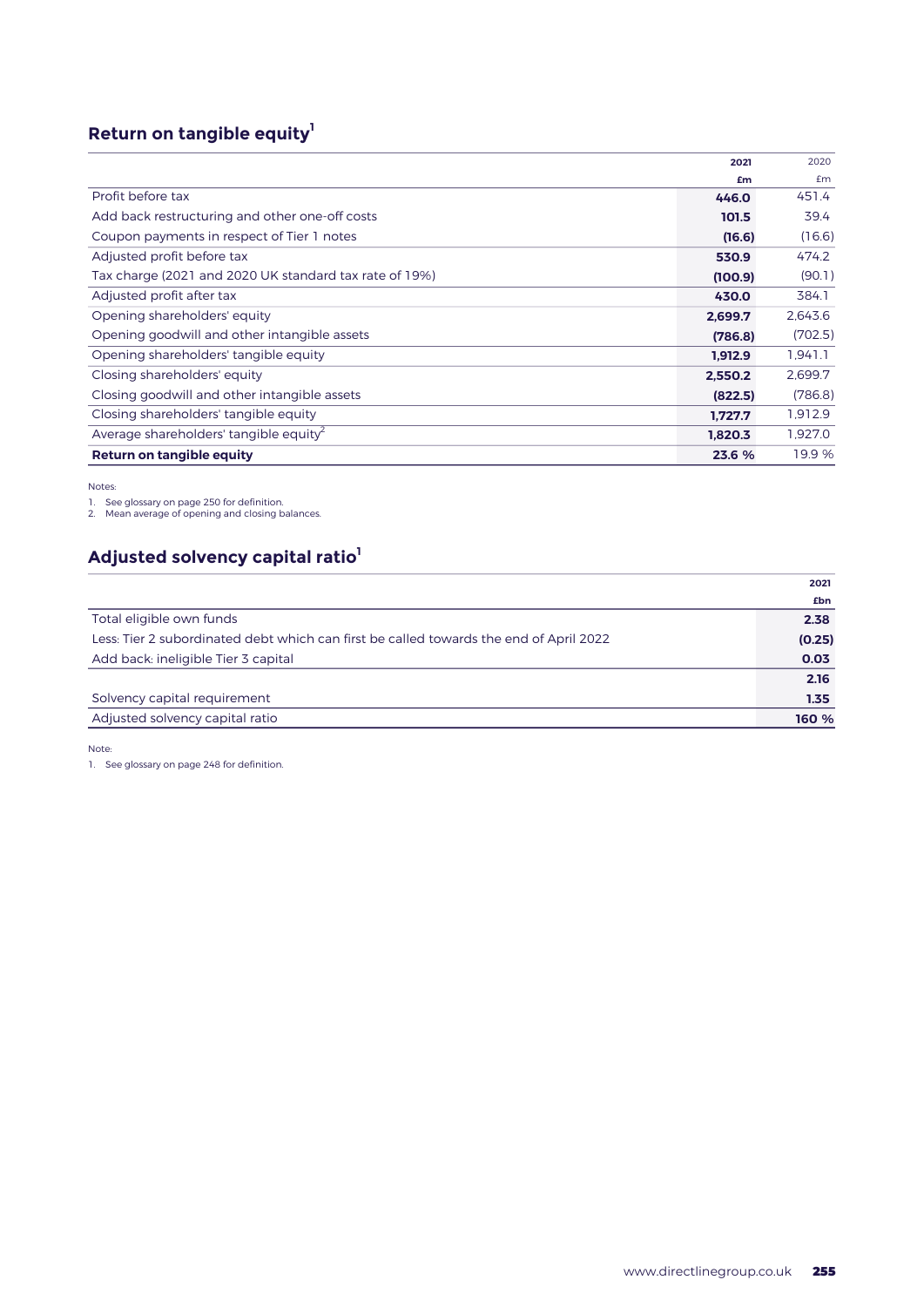## Return on tangible equity[1]

| | 2021 £m | 2020 £m |
|---|---|---|
| Profit before tax | **446.0** | 451.4 |
| Add back restructuring and other one-off costs | **101.5** | 39.4 |
| Coupon payments in respect of Tier 1 notes | **(16.6)** | (16.6) |
| Adjusted profit before tax | **530.9** | 474.2 |
| Tax charge (2021 and 2020 UK standard tax rate of 19%) | **(100.9)** | (90.1) |
| Adjusted profit after tax | **430.0** | 384.1 |
| Opening shareholders' equity | **2,699.7** | 2,643.6 |
| Opening goodwill and other intangible assets | **(786.8)** | (702.5) |
| Opening shareholders' tangible equity | **1,912.9** | 1,941.1 |
| Closing shareholders' equity | **2,550.2** | 2,699.7 |
| Closing goodwill and other intangible assets | **(822.5)** | (786.8) |
| Closing shareholders' tangible equity | **1,727.7** | 1,912.9 |
| Average shareholders' tangible equity[2] | **1,820.3** | 1,927.0 |
| **Return on tangible equity** | **23.6 %** | 19.9 % |

Notes:

1. See glossary on page 250 for definition.
2. Mean average of opening and closing balances.

## Adjusted solvency capital ratio[1]

| | 2021 £bn |
|---|---|
| Total eligible own funds | **2.38** |
| Less: Tier 2 subordinated debt which can first be called towards the end of April 2022 | **(0.25)** |
| Add back: ineligible Tier 3 capital | **0.03** |
| | **2.16** |
| Solvency capital requirement | **1.35** |
| Adjusted solvency capital ratio | **160 %** |

Note:

1. See glossary on page 248 for definition.